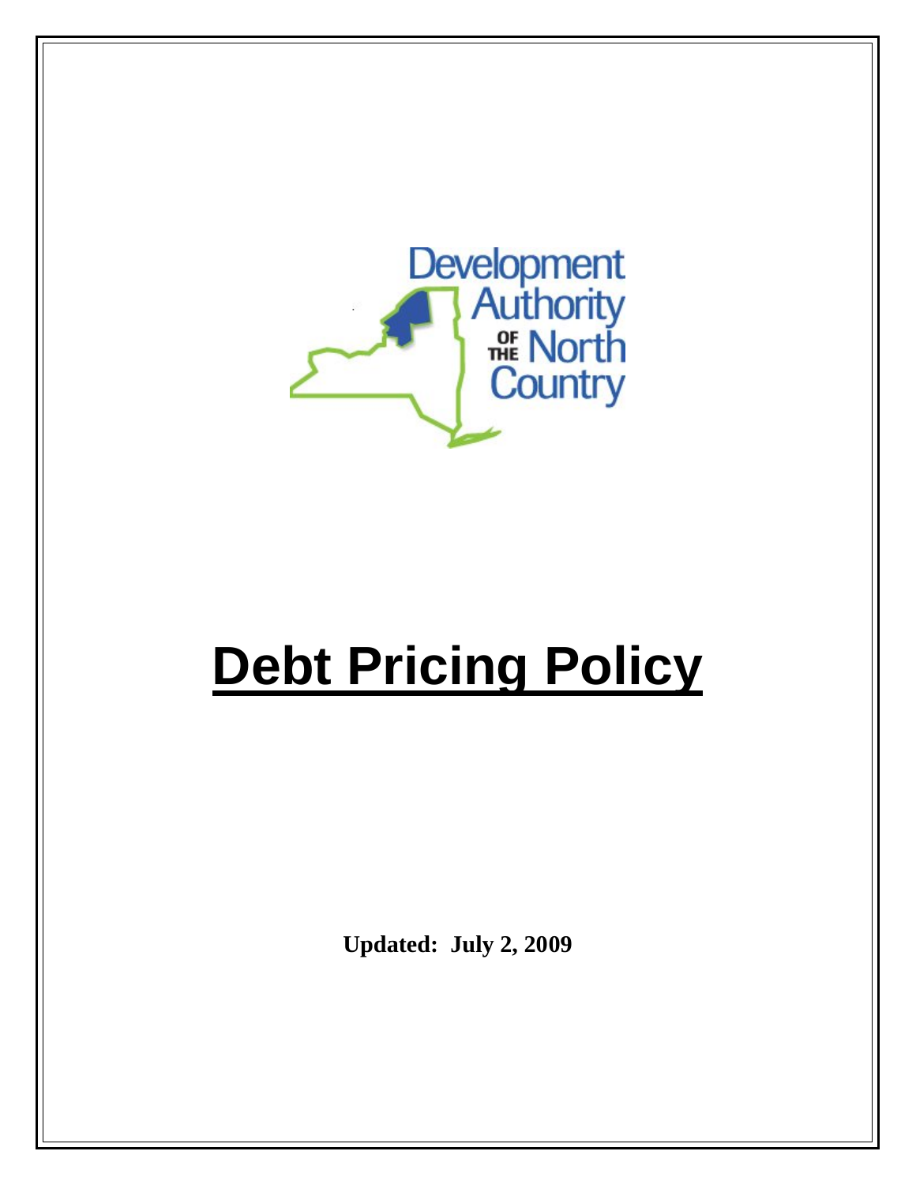Development Authority of the North Country

# Debt Pricing Policy

**Updated: July 2, 2009**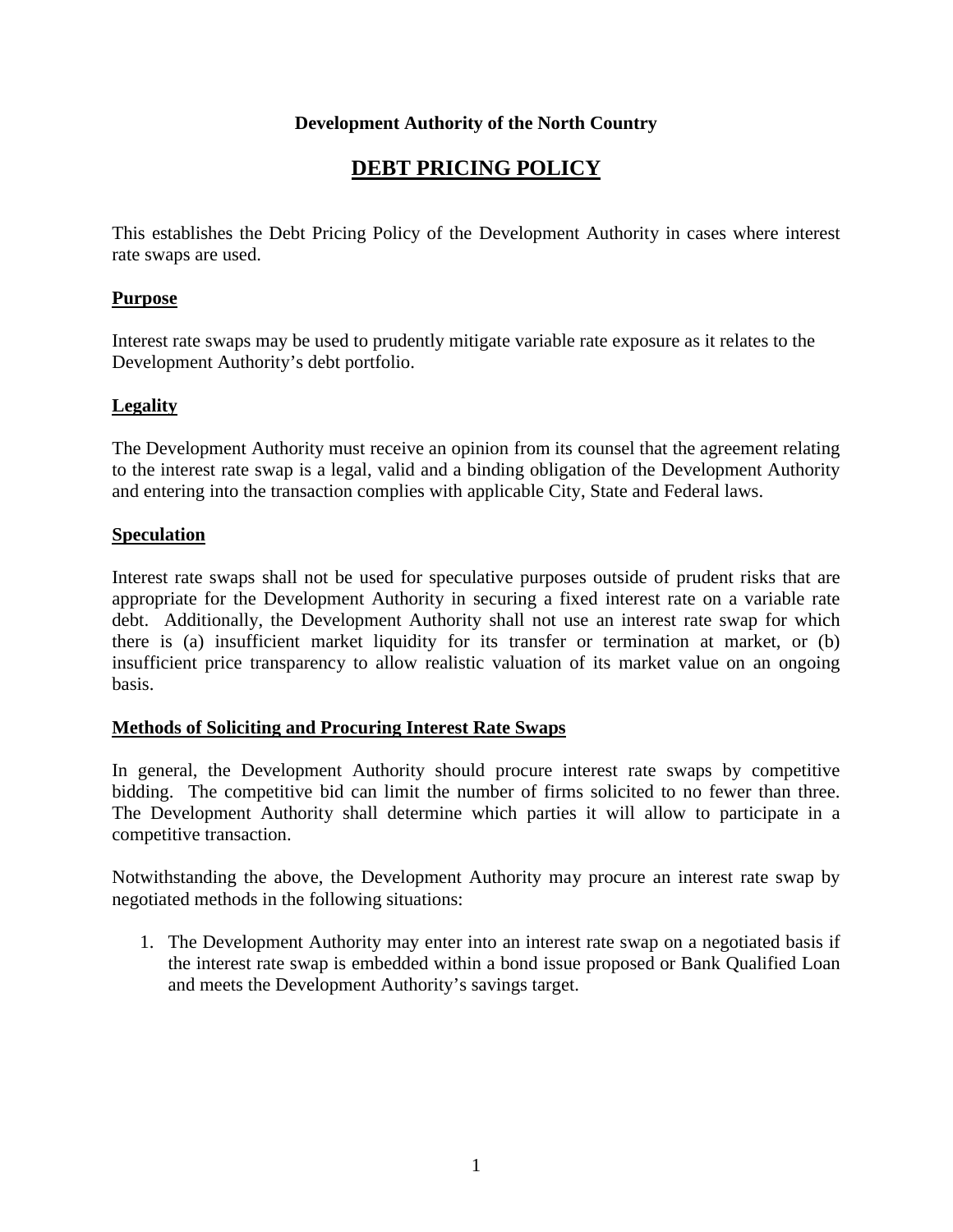**Development Authority of the North Country**

# DEBT PRICING POLICY

This establishes the Debt Pricing Policy of the Development Authority in cases where interest rate swaps are used.

## Purpose

Interest rate swaps may be used to prudently mitigate variable rate exposure as it relates to the Development Authority's debt portfolio.

## Legality

The Development Authority must receive an opinion from its counsel that the agreement relating to the interest rate swap is a legal, valid and a binding obligation of the Development Authority and entering into the transaction complies with applicable City, State and Federal laws.

## Speculation

Interest rate swaps shall not be used for speculative purposes outside of prudent risks that are appropriate for the Development Authority in securing a fixed interest rate on a variable rate debt. Additionally, the Development Authority shall not use an interest rate swap for which there is (a) insufficient market liquidity for its transfer or termination at market, or (b) insufficient price transparency to allow realistic valuation of its market value on an ongoing basis.

## Methods of Soliciting and Procuring Interest Rate Swaps

In general, the Development Authority should procure interest rate swaps by competitive bidding. The competitive bid can limit the number of firms solicited to no fewer than three. The Development Authority shall determine which parties it will allow to participate in a competitive transaction.

Notwithstanding the above, the Development Authority may procure an interest rate swap by negotiated methods in the following situations:

1. The Development Authority may enter into an interest rate swap on a negotiated basis if the interest rate swap is embedded within a bond issue proposed or Bank Qualified Loan and meets the Development Authority's savings target.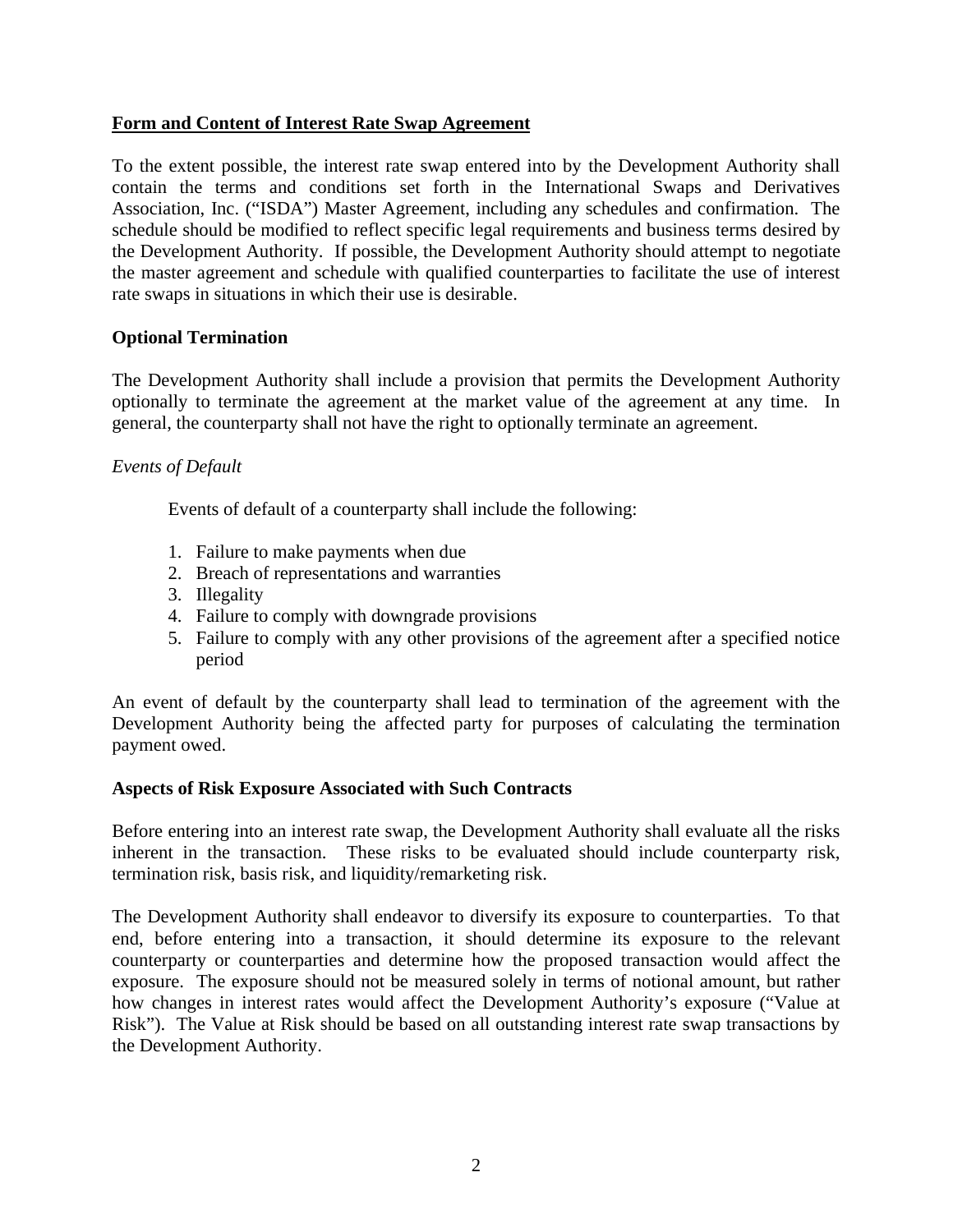**Form and Content of Interest Rate Swap Agreement**

To the extent possible, the interest rate swap entered into by the Development Authority shall contain the terms and conditions set forth in the International Swaps and Derivatives Association, Inc. ("ISDA") Master Agreement, including any schedules and confirmation. The schedule should be modified to reflect specific legal requirements and business terms desired by the Development Authority. If possible, the Development Authority should attempt to negotiate the master agreement and schedule with qualified counterparties to facilitate the use of interest rate swaps in situations in which their use is desirable.

**Optional Termination**

The Development Authority shall include a provision that permits the Development Authority optionally to terminate the agreement at the market value of the agreement at any time. In general, the counterparty shall not have the right to optionally terminate an agreement.

*Events of Default*

Events of default of a counterparty shall include the following:

1. Failure to make payments when due
2. Breach of representations and warranties
3. Illegality
4. Failure to comply with downgrade provisions
5. Failure to comply with any other provisions of the agreement after a specified notice period

An event of default by the counterparty shall lead to termination of the agreement with the Development Authority being the affected party for purposes of calculating the termination payment owed.

**Aspects of Risk Exposure Associated with Such Contracts**

Before entering into an interest rate swap, the Development Authority shall evaluate all the risks inherent in the transaction. These risks to be evaluated should include counterparty risk, termination risk, basis risk, and liquidity/remarketing risk.

The Development Authority shall endeavor to diversify its exposure to counterparties. To that end, before entering into a transaction, it should determine its exposure to the relevant counterparty or counterparties and determine how the proposed transaction would affect the exposure. The exposure should not be measured solely in terms of notional amount, but rather how changes in interest rates would affect the Development Authority's exposure ("Value at Risk"). The Value at Risk should be based on all outstanding interest rate swap transactions by the Development Authority.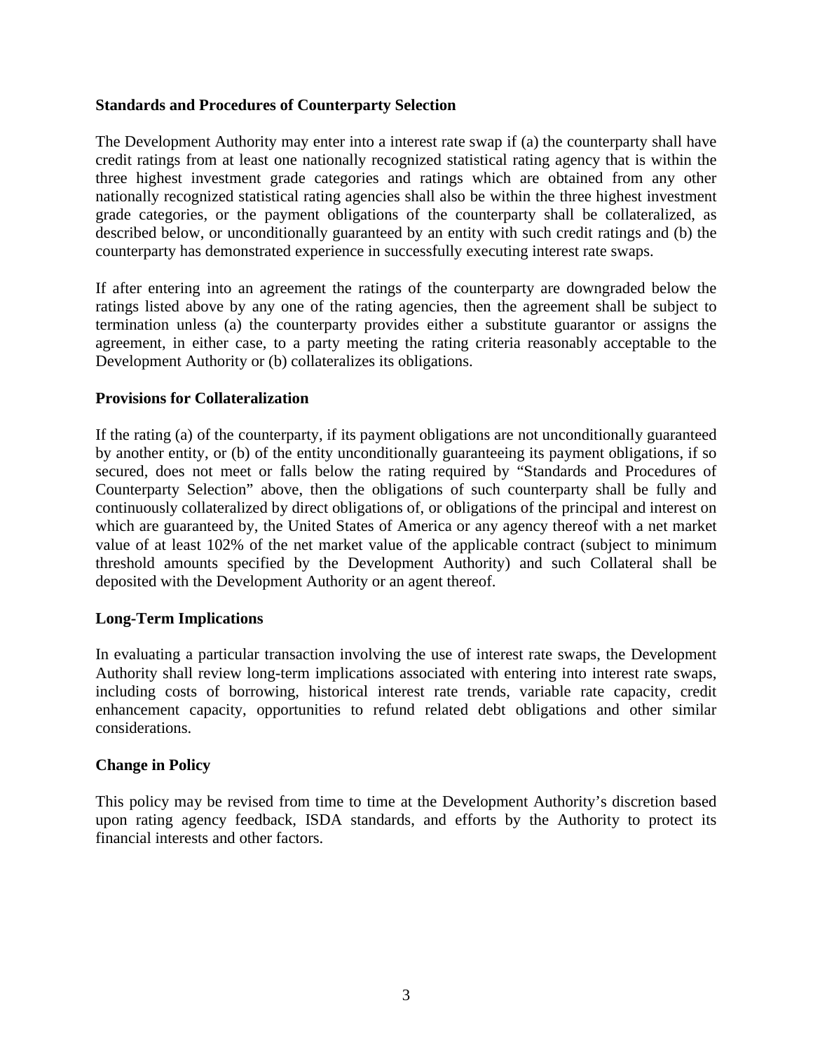**Standards and Procedures of Counterparty Selection**

The Development Authority may enter into a interest rate swap if (a) the counterparty shall have credit ratings from at least one nationally recognized statistical rating agency that is within the three highest investment grade categories and ratings which are obtained from any other nationally recognized statistical rating agencies shall also be within the three highest investment grade categories, or the payment obligations of the counterparty shall be collateralized, as described below, or unconditionally guaranteed by an entity with such credit ratings and (b) the counterparty has demonstrated experience in successfully executing interest rate swaps.

If after entering into an agreement the ratings of the counterparty are downgraded below the ratings listed above by any one of the rating agencies, then the agreement shall be subject to termination unless (a) the counterparty provides either a substitute guarantor or assigns the agreement, in either case, to a party meeting the rating criteria reasonably acceptable to the Development Authority or (b) collateralizes its obligations.

**Provisions for Collateralization**

If the rating (a) of the counterparty, if its payment obligations are not unconditionally guaranteed by another entity, or (b) of the entity unconditionally guaranteeing its payment obligations, if so secured, does not meet or falls below the rating required by "Standards and Procedures of Counterparty Selection" above, then the obligations of such counterparty shall be fully and continuously collateralized by direct obligations of, or obligations of the principal and interest on which are guaranteed by, the United States of America or any agency thereof with a net market value of at least 102% of the net market value of the applicable contract (subject to minimum threshold amounts specified by the Development Authority) and such Collateral shall be deposited with the Development Authority or an agent thereof.

**Long-Term Implications**

In evaluating a particular transaction involving the use of interest rate swaps, the Development Authority shall review long-term implications associated with entering into interest rate swaps, including costs of borrowing, historical interest rate trends, variable rate capacity, credit enhancement capacity, opportunities to refund related debt obligations and other similar considerations.

**Change in Policy**

This policy may be revised from time to time at the Development Authority's discretion based upon rating agency feedback, ISDA standards, and efforts by the Authority to protect its financial interests and other factors.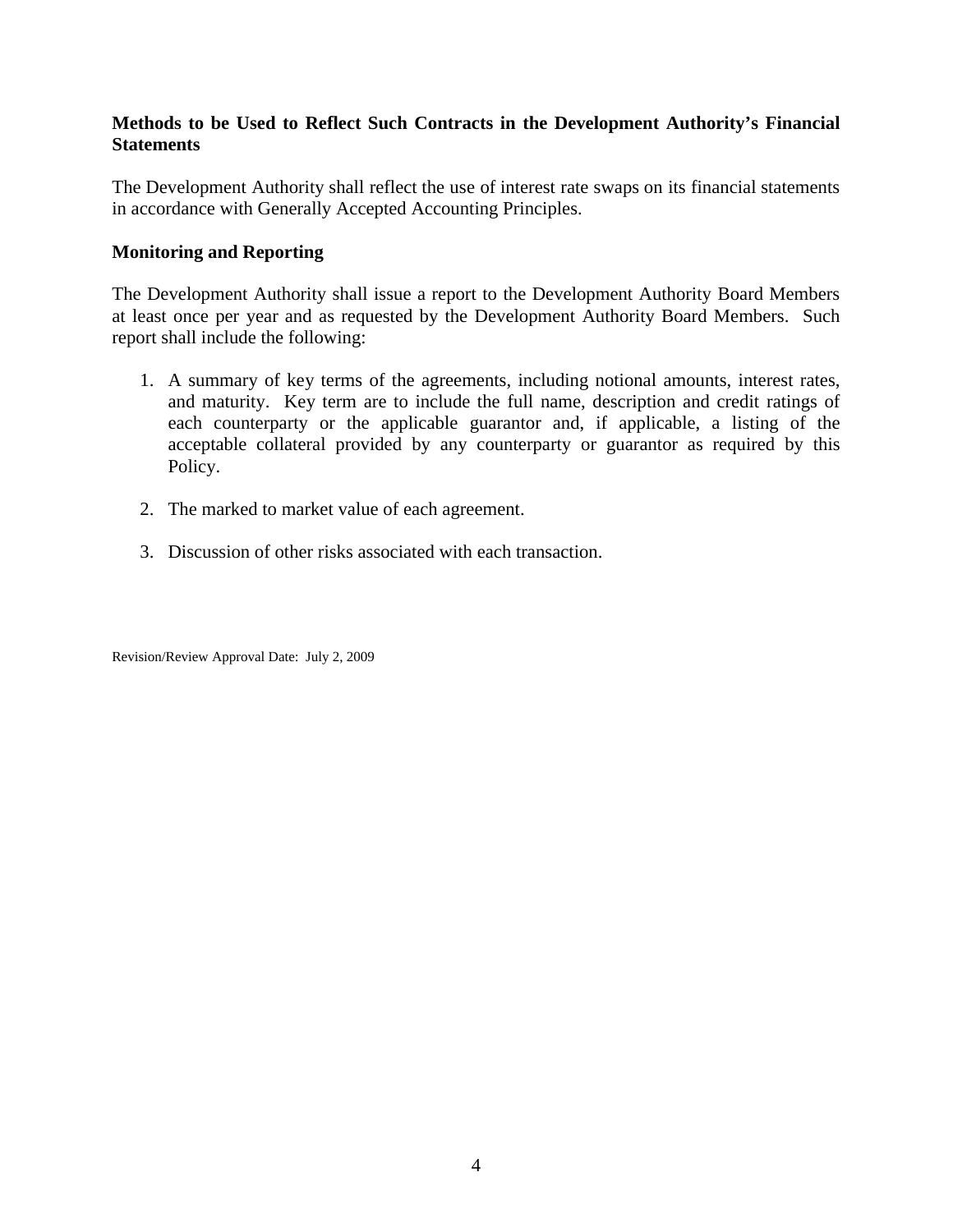**Methods to be Used to Reflect Such Contracts in the Development Authority's Financial Statements**

The Development Authority shall reflect the use of interest rate swaps on its financial statements in accordance with Generally Accepted Accounting Principles.

**Monitoring and Reporting**

The Development Authority shall issue a report to the Development Authority Board Members at least once per year and as requested by the Development Authority Board Members. Such report shall include the following:

1. A summary of key terms of the agreements, including notional amounts, interest rates, and maturity. Key term are to include the full name, description and credit ratings of each counterparty or the applicable guarantor and, if applicable, a listing of the acceptable collateral provided by any counterparty or guarantor as required by this Policy.

2. The marked to market value of each agreement.

3. Discussion of other risks associated with each transaction.

Revision/Review Approval Date: July 2, 2009